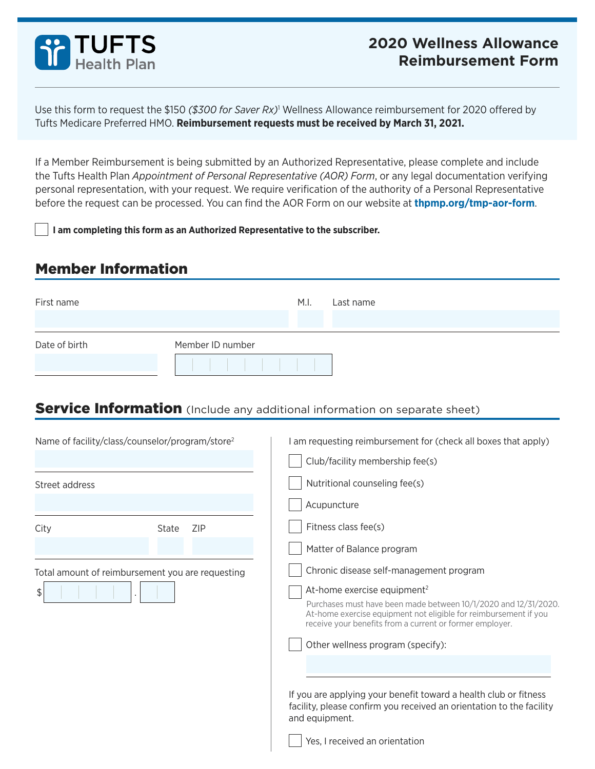# TUFTS Health Plan

## 2020 Wellness Allowance Reimbursement Form

Use this form to request the $150 *($300 for Saver Rx)*[1] Wellness Allowance reimbursement for 2020 offered by Tufts Medicare Preferred HMO. **Reimbursement requests must be received by March 31, 2021.**

If a Member Reimbursement is being submitted by an Authorized Representative, please complete and include the Tufts Health Plan *Appointment of Personal Representative (AOR) Form*, or any legal documentation verifying personal representation, with your request. We require verification of the authority of a Personal Representative before the request can be processed. You can find the AOR Form on our website at **thpmp.org/tmp-aor-form**.

☐ **I am completing this form as an Authorized Representative to the subscriber.**

## Member Information

First name ________ M.I. ____ Last name ________

Date of birth ________ Member ID number ________

## Service Information (Include any additional information on separate sheet)

Name of facility/class/counselor/program/store[2] ________

Street address ________

City ________ State ____ ZIP ____

Total amount of reimbursement you are requesting

$ ________ . ____

I am requesting reimbursement for (check all boxes that apply)

☐ Club/facility membership fee(s)

☐ Nutritional counseling fee(s)

☐ Acupuncture

☐ Fitness class fee(s)

☐ Matter of Balance program

☐ Chronic disease self-management program

☐ At-home exercise equipment[2]

Purchases must have been made between 10/1/2020 and 12/31/2020. At-home exercise equipment not eligible for reimbursement if you receive your benefits from a current or former employer.

☐ Other wellness program (specify): ________

If you are applying your benefit toward a health club or fitness facility, please confirm you received an orientation to the facility and equipment.

☐ Yes, I received an orientation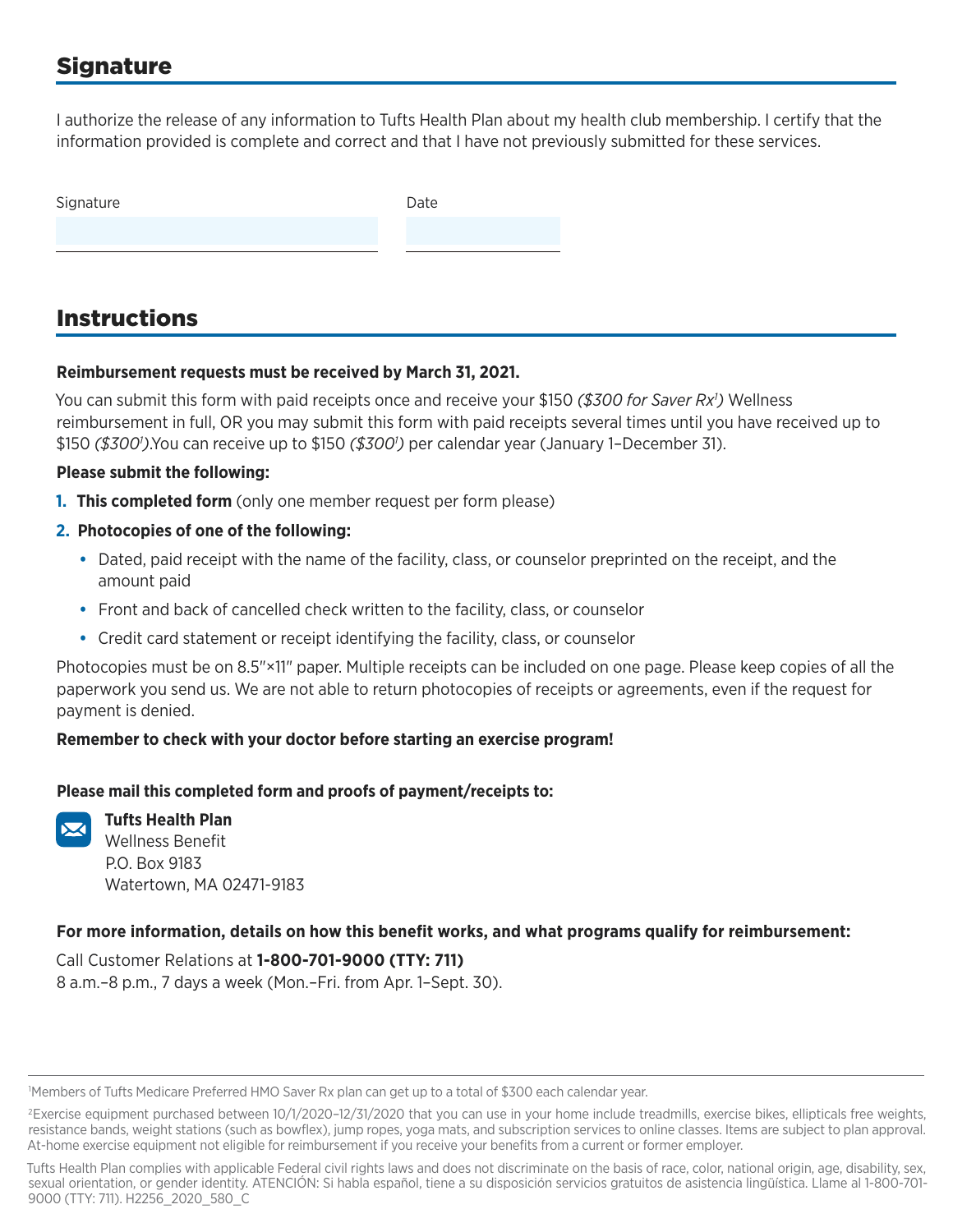## Signature

I authorize the release of any information to Tufts Health Plan about my health club membership. I certify that the information provided is complete and correct and that I have not previously submitted for these services.

| Signature | Date |
|---|---|
| | |

## Instructions

**Reimbursement requests must be received by March 31, 2021.**

You can submit this form with paid receipts once and receive your $150 *($300 for Saver Rx[1])* Wellness reimbursement in full, OR you may submit this form with paid receipts several times until you have received up to $150 *($300[1])*.You can receive up to $150 *($300[1])* per calendar year (January 1–December 31).

**Please submit the following:**

1. **This completed form** (only one member request per form please)
2. **Photocopies of one of the following:**
   - Dated, paid receipt with the name of the facility, class, or counselor preprinted on the receipt, and the amount paid
   - Front and back of cancelled check written to the facility, class, or counselor
   - Credit card statement or receipt identifying the facility, class, or counselor

Photocopies must be on 8.5″×11″ paper. Multiple receipts can be included on one page. Please keep copies of all the paperwork you send us. We are not able to return photocopies of receipts or agreements, even if the request for payment is denied.

**Remember to check with your doctor before starting an exercise program!**

**Please mail this completed form and proofs of payment/receipts to:**

**Tufts Health Plan**
Wellness Benefit
P.O. Box 9183
Watertown, MA 02471-9183

**For more information, details on how this benefit works, and what programs qualify for reimbursement:**

Call Customer Relations at **1-800-701-9000 (TTY: 711)**
8 a.m.–8 p.m., 7 days a week (Mon.–Fri. from Apr. 1–Sept. 30).

---

[1]Members of Tufts Medicare Preferred HMO Saver Rx plan can get up to a total of $300 each calendar year.

[2]Exercise equipment purchased between 10/1/2020–12/31/2020 that you can use in your home include treadmills, exercise bikes, ellipticals free weights, resistance bands, weight stations (such as bowflex), jump ropes, yoga mats, and subscription services to online classes. Items are subject to plan approval. At-home exercise equipment not eligible for reimbursement if you receive your benefits from a current or former employer.

Tufts Health Plan complies with applicable Federal civil rights laws and does not discriminate on the basis of race, color, national origin, age, disability, sex, sexual orientation, or gender identity. ATENCIÓN: Si habla español, tiene a su disposición servicios gratuitos de asistencia lingüística. Llame al 1-800-701-9000 (TTY: 711). H2256_2020_580_C